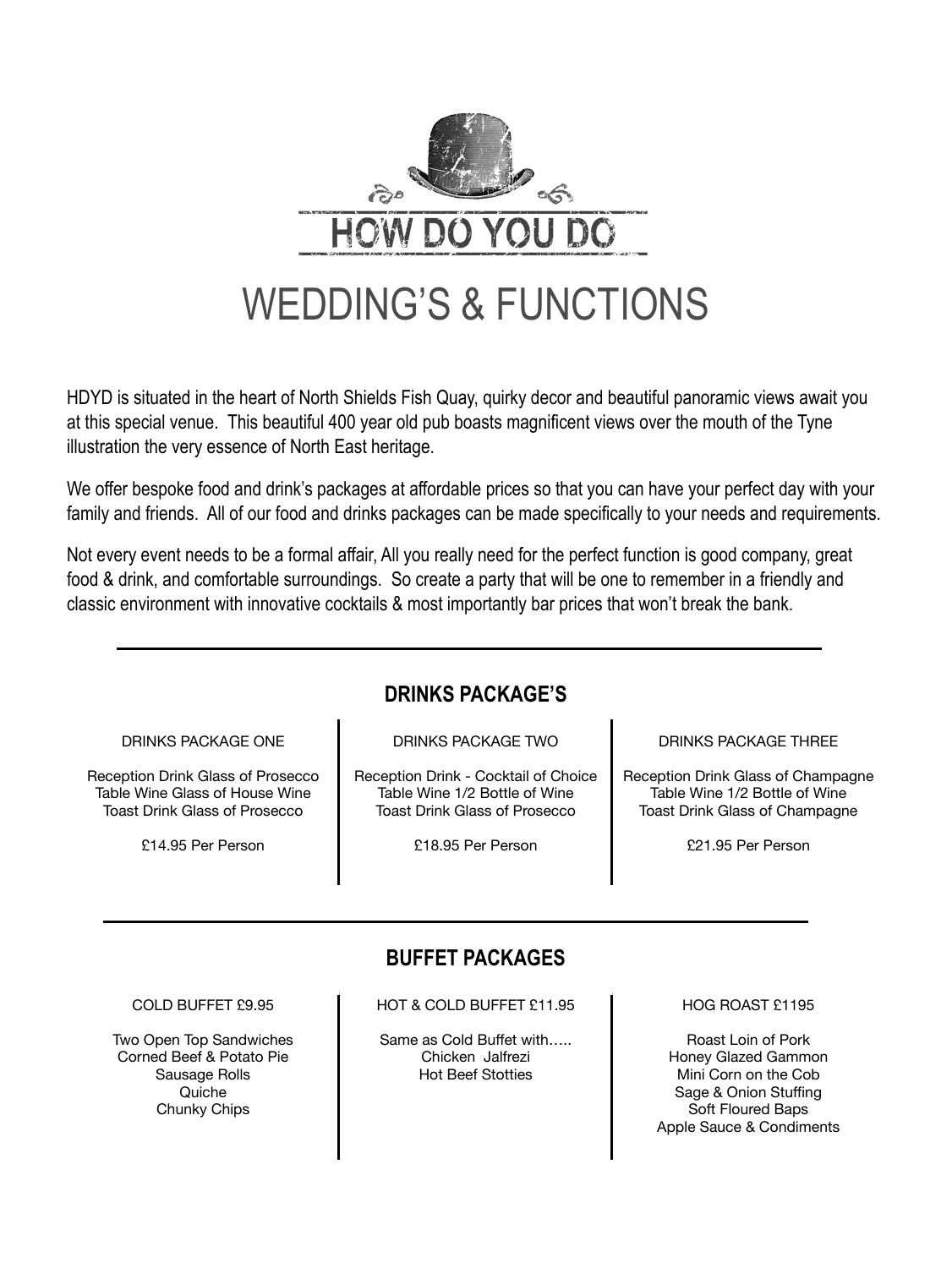# HOW DO YOU DO

# WEDDING'S & FUNCTIONS

HDYD is situated in the heart of North Shields Fish Quay, quirky decor and beautiful panoramic views await you at this special venue. This beautiful 400 year old pub boasts magnificent views over the mouth of the Tyne illustration the very essence of North East heritage.

We offer bespoke food and drink's packages at affordable prices so that you can have your perfect day with your family and friends. All of our food and drinks packages can be made specifically to your needs and requirements.

Not every event needs to be a formal affair, All you really need for the perfect function is good company, great food & drink, and comfortable surroundings. So create a party that will be one to remember in a friendly and classic environment with innovative cocktails & most importantly bar prices that won't break the bank.

---

## DRINKS PACKAGE'S

| DRINKS PACKAGE ONE | DRINKS PACKAGE TWO | DRINKS PACKAGE THREE |
| --- | --- | --- |
| Reception Drink Glass of Prosecco | Reception Drink - Cocktail of Choice | Reception Drink Glass of Champagne |
| Table Wine Glass of House Wine | Table Wine 1/2 Bottle of Wine | Table Wine 1/2 Bottle of Wine |
| Toast Drink Glass of Prosecco | Toast Drink Glass of Prosecco | Toast Drink Glass of Champagne |
| £14.95 Per Person | £18.95 Per Person | £21.95 Per Person |

---

## BUFFET PACKAGES

| COLD BUFFET £9.95 | HOT & COLD BUFFET £11.95 | HOG ROAST £1195 |
| --- | --- | --- |
| Two Open Top Sandwiches | Same as Cold Buffet with….. | Roast Loin of Pork |
| Corned Beef & Potato Pie | Chicken Jalfrezi | Honey Glazed Gammon |
| Sausage Rolls | Hot Beef Stotties | Mini Corn on the Cob |
| Quiche | | Sage & Onion Stuffing |
| Chunky Chips | | Soft Floured Baps |
| | | Apple Sauce & Condiments |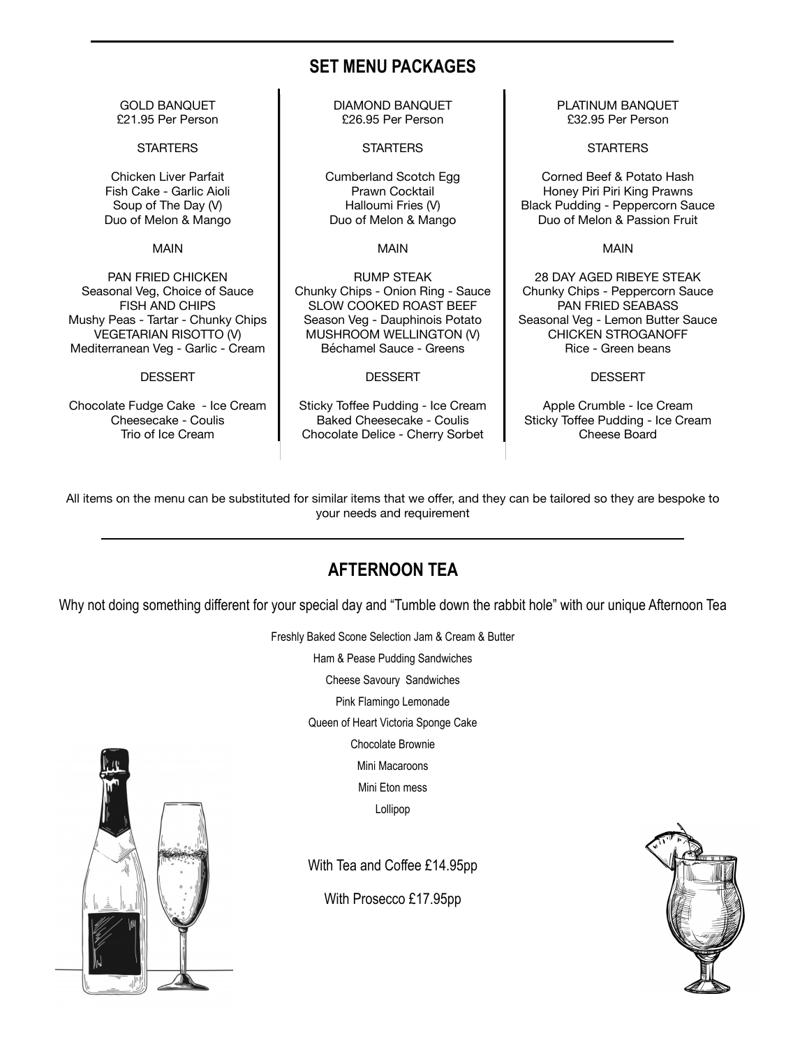## SET MENU PACKAGES

### GOLD BANQUET
£21.95 Per Person

STARTERS

Chicken Liver Parfait
Fish Cake - Garlic Aioli
Soup of The Day (V)
Duo of Melon & Mango

MAIN

PAN FRIED CHICKEN
Seasonal Veg, Choice of Sauce
FISH AND CHIPS
Mushy Peas - Tartar - Chunky Chips
VEGETARIAN RISOTTO (V)
Mediterranean Veg - Garlic - Cream

DESSERT

Chocolate Fudge Cake - Ice Cream
Cheesecake - Coulis
Trio of Ice Cream

### DIAMOND BANQUET
£26.95 Per Person

STARTERS

Cumberland Scotch Egg
Prawn Cocktail
Halloumi Fries (V)
Duo of Melon & Mango

MAIN

RUMP STEAK
Chunky Chips - Onion Ring - Sauce
SLOW COOKED ROAST BEEF
Season Veg - Dauphinois Potato
MUSHROOM WELLINGTON (V)
Béchamel Sauce - Greens

DESSERT

Sticky Toffee Pudding - Ice Cream
Baked Cheesecake - Coulis
Chocolate Delice - Cherry Sorbet

### PLATINUM BANQUET
£32.95 Per Person

STARTERS

Corned Beef & Potato Hash
Honey Piri Piri King Prawns
Black Pudding - Peppercorn Sauce
Duo of Melon & Passion Fruit

MAIN

28 DAY AGED RIBEYE STEAK
Chunky Chips - Peppercorn Sauce
PAN FRIED SEABASS
Seasonal Veg - Lemon Butter Sauce
CHICKEN STROGANOFF
Rice - Green beans

DESSERT

Apple Crumble - Ice Cream
Sticky Toffee Pudding - Ice Cream
Cheese Board

All items on the menu can be substituted for similar items that we offer, and they can be tailored so they are bespoke to your needs and requirement

## AFTERNOON TEA

Why not doing something different for your special day and "Tumble down the rabbit hole" with our unique Afternoon Tea

Freshly Baked Scone Selection Jam & Cream & Butter
Ham & Pease Pudding Sandwiches
Cheese Savoury Sandwiches
Pink Flamingo Lemonade
Queen of Heart Victoria Sponge Cake
Chocolate Brownie
Mini Macaroons
Mini Eton mess
Lollipop

With Tea and Coffee £14.95pp

With Prosecco £17.95pp